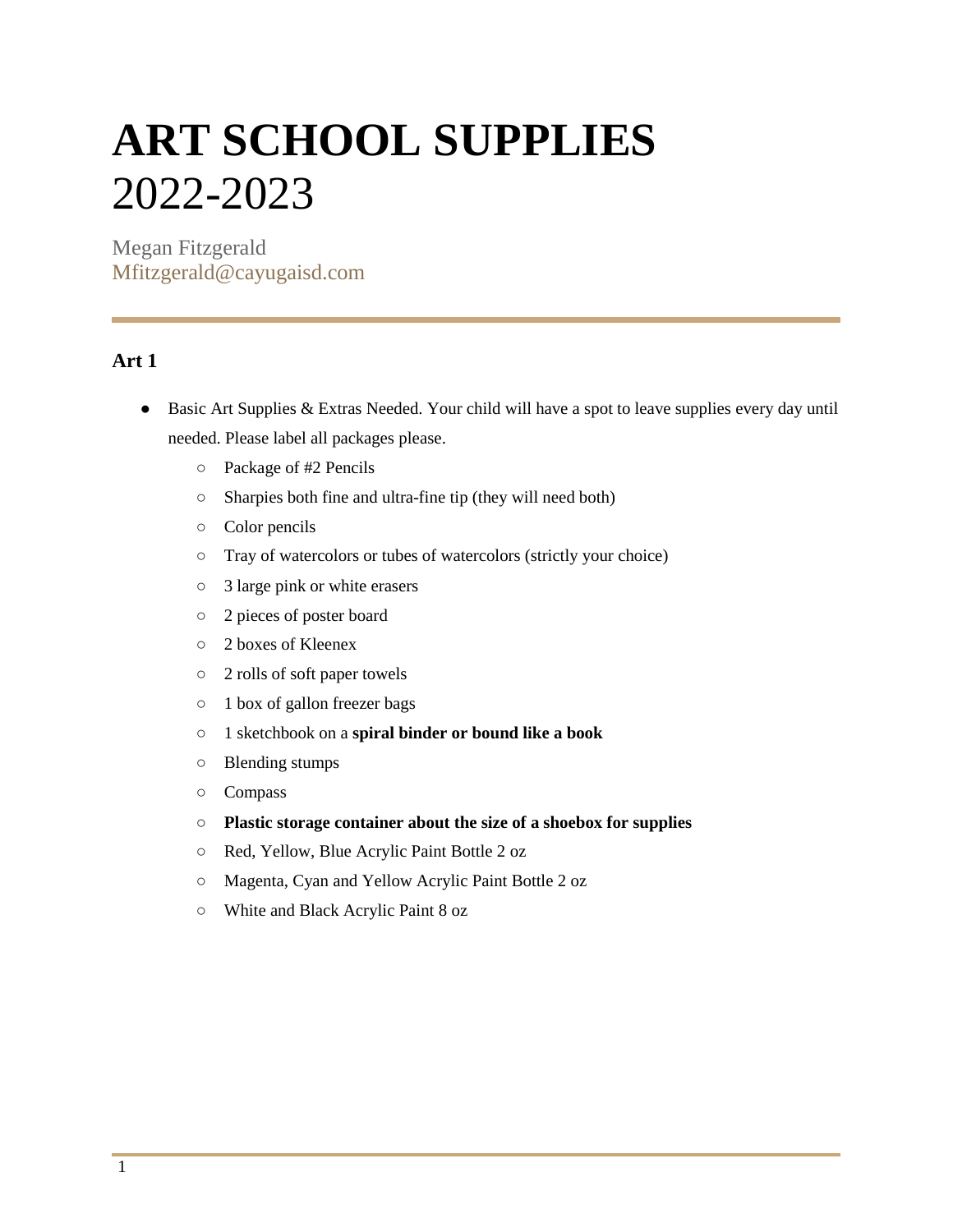# ART SCHOOL SUPPLIES
2022-2023

Megan Fitzgerald
Mfitzgerald@cayugaisd.com

---

## Art 1

- Basic Art Supplies & Extras Needed. Your child will have a spot to leave supplies every day until needed. Please label all packages please.
  - Package of #2 Pencils
  - Sharpies both fine and ultra-fine tip (they will need both)
  - Color pencils
  - Tray of watercolors or tubes of watercolors (strictly your choice)
  - 3 large pink or white erasers
  - 2 pieces of poster board
  - 2 boxes of Kleenex
  - 2 rolls of soft paper towels
  - 1 box of gallon freezer bags
  - 1 sketchbook on a **spiral binder or bound like a book**
  - Blending stumps
  - Compass
  - **Plastic storage container about the size of a shoebox for supplies**
  - Red, Yellow, Blue Acrylic Paint Bottle 2 oz
  - Magenta, Cyan and Yellow Acrylic Paint Bottle 2 oz
  - White and Black Acrylic Paint 8 oz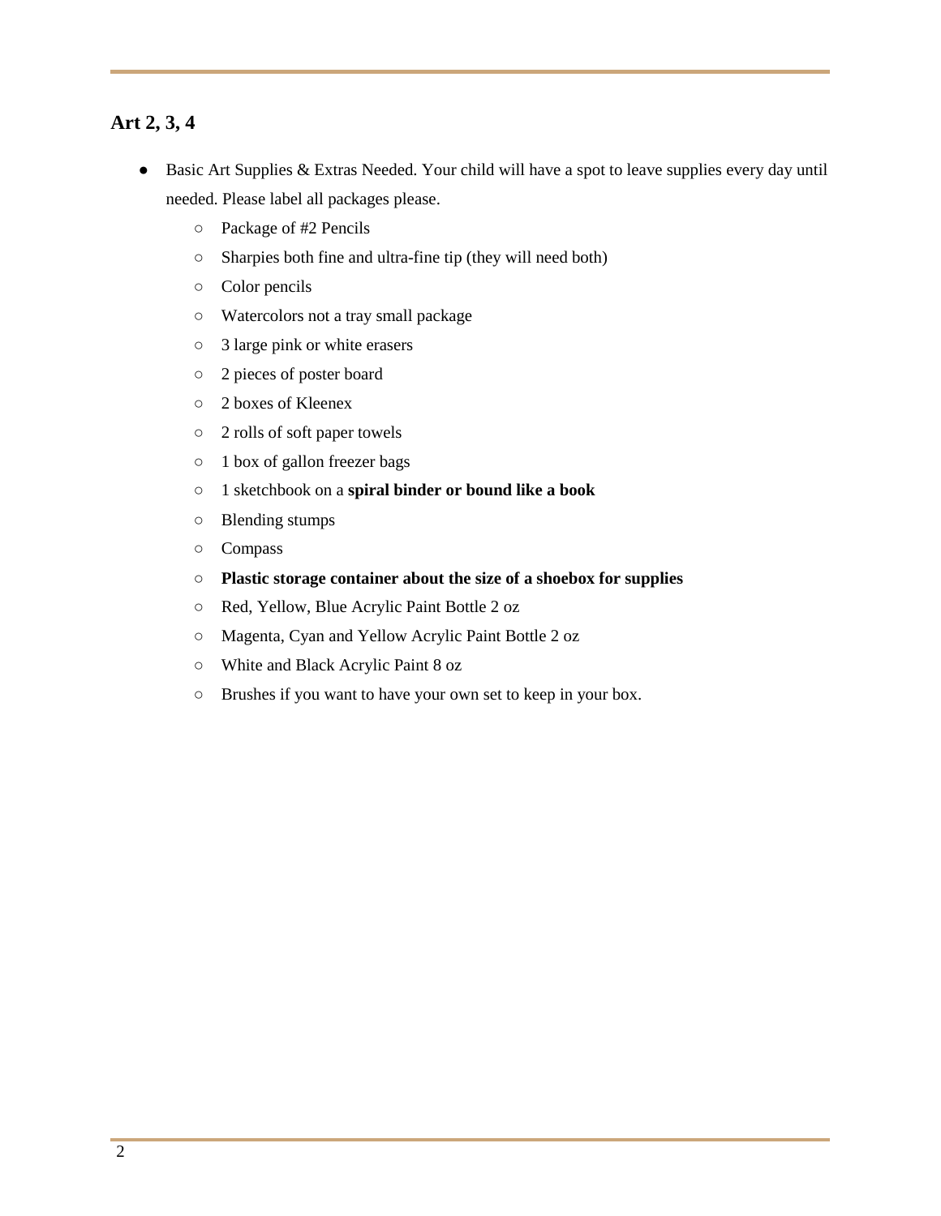## Art 2, 3, 4

- Basic Art Supplies & Extras Needed. Your child will have a spot to leave supplies every day until needed. Please label all packages please.
  - Package of #2 Pencils
  - Sharpies both fine and ultra-fine tip (they will need both)
  - Color pencils
  - Watercolors not a tray small package
  - 3 large pink or white erasers
  - 2 pieces of poster board
  - 2 boxes of Kleenex
  - 2 rolls of soft paper towels
  - 1 box of gallon freezer bags
  - 1 sketchbook on a **spiral binder or bound like a book**
  - Blending stumps
  - Compass
  - **Plastic storage container about the size of a shoebox for supplies**
  - Red, Yellow, Blue Acrylic Paint Bottle 2 oz
  - Magenta, Cyan and Yellow Acrylic Paint Bottle 2 oz
  - White and Black Acrylic Paint 8 oz
  - Brushes if you want to have your own set to keep in your box.